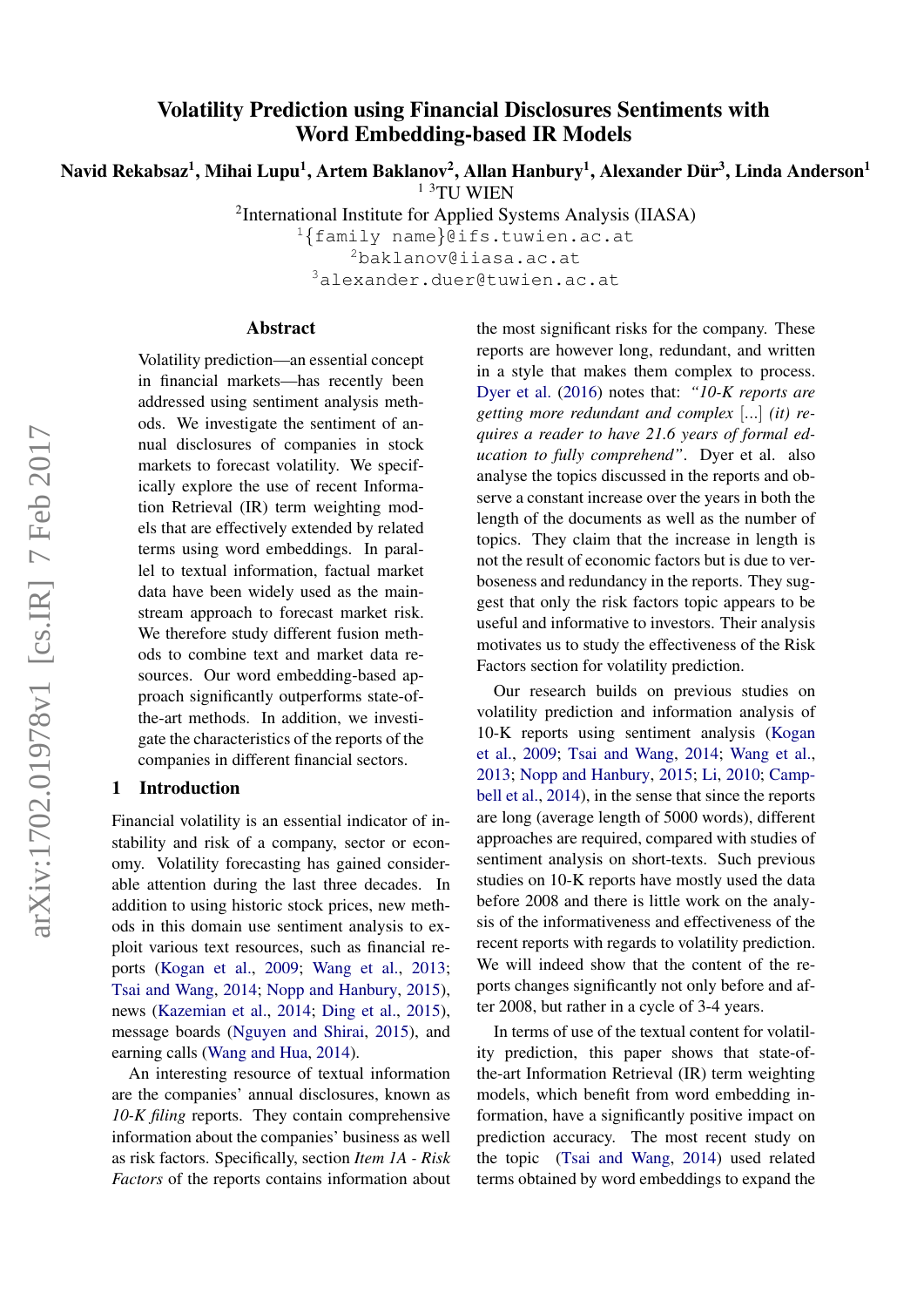# Volatility Prediction using Financial Disclosures Sentiments with Word Embedding-based IR Models

**Navid Rekabsaz[1], Mihai Lupu[1], Artem Baklanov[2], Allan Hanbury[1], Alexander Dür[3], Linda Anderson[1]**

[1 3]TU WIEN

[2]International Institute for Applied Systems Analysis (IIASA)

[1]{family name}@ifs.tuwien.ac.at

[2]baklanov@iiasa.ac.at

[3]alexander.duer@tuwien.ac.at

## Abstract

Volatility prediction—an essential concept in financial markets—has recently been addressed using sentiment analysis methods. We investigate the sentiment of annual disclosures of companies in stock markets to forecast volatility. We specifically explore the use of recent Information Retrieval (IR) term weighting models that are effectively extended by related terms using word embeddings. In parallel to textual information, factual market data have been widely used as the mainstream approach to forecast market risk. We therefore study different fusion methods to combine text and market data resources. Our word embedding-based approach significantly outperforms state-of-the-art methods. In addition, we investigate the characteristics of the reports of the companies in different financial sectors.

## 1 Introduction

Financial volatility is an essential indicator of instability and risk of a company, sector or economy. Volatility forecasting has gained considerable attention during the last three decades. In addition to using historic stock prices, new methods in this domain use sentiment analysis to exploit various text resources, such as financial reports (Kogan et al., 2009; Wang et al., 2013; Tsai and Wang, 2014; Nopp and Hanbury, 2015), news (Kazemian et al., 2014; Ding et al., 2015), message boards (Nguyen and Shirai, 2015), and earning calls (Wang and Hua, 2014).

An interesting resource of textual information are the companies' annual disclosures, known as *10-K filing* reports. They contain comprehensive information about the companies' business as well as risk factors. Specifically, section *Item 1A - Risk Factors* of the reports contains information about the most significant risks for the company. These reports are however long, redundant, and written in a style that makes them complex to process. Dyer et al. (2016) notes that: *"10-K reports are getting more redundant and complex* [...] *(it) requires a reader to have 21.6 years of formal education to fully comprehend"*. Dyer et al. also analyse the topics discussed in the reports and observe a constant increase over the years in both the length of the documents as well as the number of topics. They claim that the increase in length is not the result of economic factors but is due to verboseness and redundancy in the reports. They suggest that only the risk factors topic appears to be useful and informative to investors. Their analysis motivates us to study the effectiveness of the Risk Factors section for volatility prediction.

Our research builds on previous studies on volatility prediction and information analysis of 10-K reports using sentiment analysis (Kogan et al., 2009; Tsai and Wang, 2014; Wang et al., 2013; Nopp and Hanbury, 2015; Li, 2010; Campbell et al., 2014), in the sense that since the reports are long (average length of 5000 words), different approaches are required, compared with studies of sentiment analysis on short-texts. Such previous studies on 10-K reports have mostly used the data before 2008 and there is little work on the analysis of the informativeness and effectiveness of the recent reports with regards to volatility prediction. We will indeed show that the content of the reports changes significantly not only before and after 2008, but rather in a cycle of 3-4 years.

In terms of use of the textual content for volatility prediction, this paper shows that state-of-the-art Information Retrieval (IR) term weighting models, which benefit from word embedding information, have a significantly positive impact on prediction accuracy. The most recent study on the topic (Tsai and Wang, 2014) used related terms obtained by word embeddings to expand the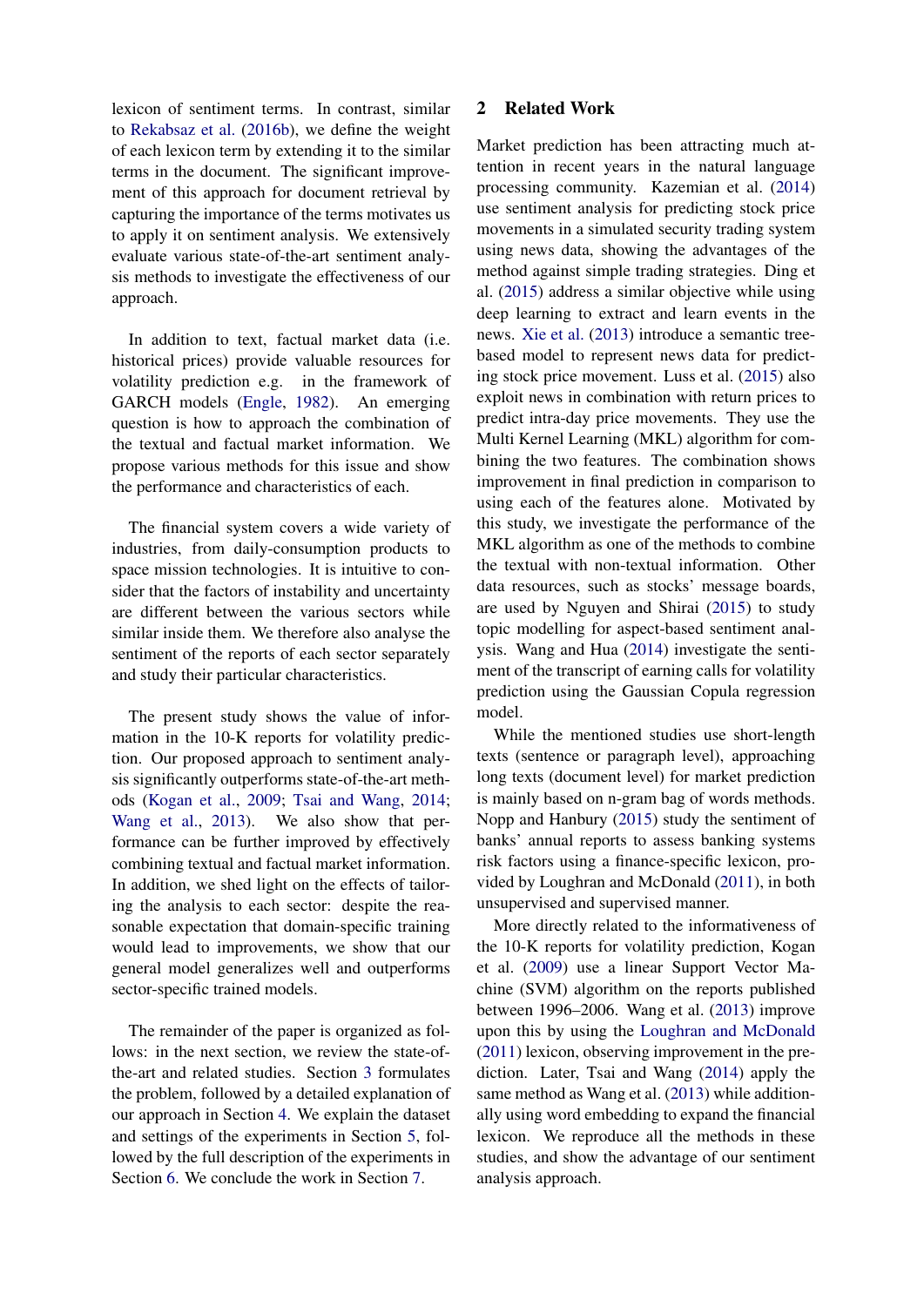lexicon of sentiment terms. In contrast, similar to Rekabsaz et al. (2016b), we define the weight of each lexicon term by extending it to the similar terms in the document. The significant improvement of this approach for document retrieval by capturing the importance of the terms motivates us to apply it on sentiment analysis. We extensively evaluate various state-of-the-art sentiment analysis methods to investigate the effectiveness of our approach.

In addition to text, factual market data (i.e. historical prices) provide valuable resources for volatility prediction e.g. in the framework of GARCH models (Engle, 1982). An emerging question is how to approach the combination of the textual and factual market information. We propose various methods for this issue and show the performance and characteristics of each.

The financial system covers a wide variety of industries, from daily-consumption products to space mission technologies. It is intuitive to consider that the factors of instability and uncertainty are different between the various sectors while similar inside them. We therefore also analyse the sentiment of the reports of each sector separately and study their particular characteristics.

The present study shows the value of information in the 10-K reports for volatility prediction. Our proposed approach to sentiment analysis significantly outperforms state-of-the-art methods (Kogan et al., 2009; Tsai and Wang, 2014; Wang et al., 2013). We also show that performance can be further improved by effectively combining textual and factual market information. In addition, we shed light on the effects of tailoring the analysis to each sector: despite the reasonable expectation that domain-specific training would lead to improvements, we show that our general model generalizes well and outperforms sector-specific trained models.

The remainder of the paper is organized as follows: in the next section, we review the state-of-the-art and related studies. Section 3 formulates the problem, followed by a detailed explanation of our approach in Section 4. We explain the dataset and settings of the experiments in Section 5, followed by the full description of the experiments in Section 6. We conclude the work in Section 7.

## 2 Related Work

Market prediction has been attracting much attention in recent years in the natural language processing community. Kazemian et al. (2014) use sentiment analysis for predicting stock price movements in a simulated security trading system using news data, showing the advantages of the method against simple trading strategies. Ding et al. (2015) address a similar objective while using deep learning to extract and learn events in the news. Xie et al. (2013) introduce a semantic tree-based model to represent news data for predicting stock price movement. Luss et al. (2015) also exploit news in combination with return prices to predict intra-day price movements. They use the Multi Kernel Learning (MKL) algorithm for combining the two features. The combination shows improvement in final prediction in comparison to using each of the features alone. Motivated by this study, we investigate the performance of the MKL algorithm as one of the methods to combine the textual with non-textual information. Other data resources, such as stocks' message boards, are used by Nguyen and Shirai (2015) to study topic modelling for aspect-based sentiment analysis. Wang and Hua (2014) investigate the sentiment of the transcript of earning calls for volatility prediction using the Gaussian Copula regression model.

While the mentioned studies use short-length texts (sentence or paragraph level), approaching long texts (document level) for market prediction is mainly based on n-gram bag of words methods. Nopp and Hanbury (2015) study the sentiment of banks' annual reports to assess banking systems risk factors using a finance-specific lexicon, provided by Loughran and McDonald (2011), in both unsupervised and supervised manner.

More directly related to the informativeness of the 10-K reports for volatility prediction, Kogan et al. (2009) use a linear Support Vector Machine (SVM) algorithm on the reports published between 1996–2006. Wang et al. (2013) improve upon this by using the Loughran and McDonald (2011) lexicon, observing improvement in the prediction. Later, Tsai and Wang (2014) apply the same method as Wang et al. (2013) while additionally using word embedding to expand the financial lexicon. We reproduce all the methods in these studies, and show the advantage of our sentiment analysis approach.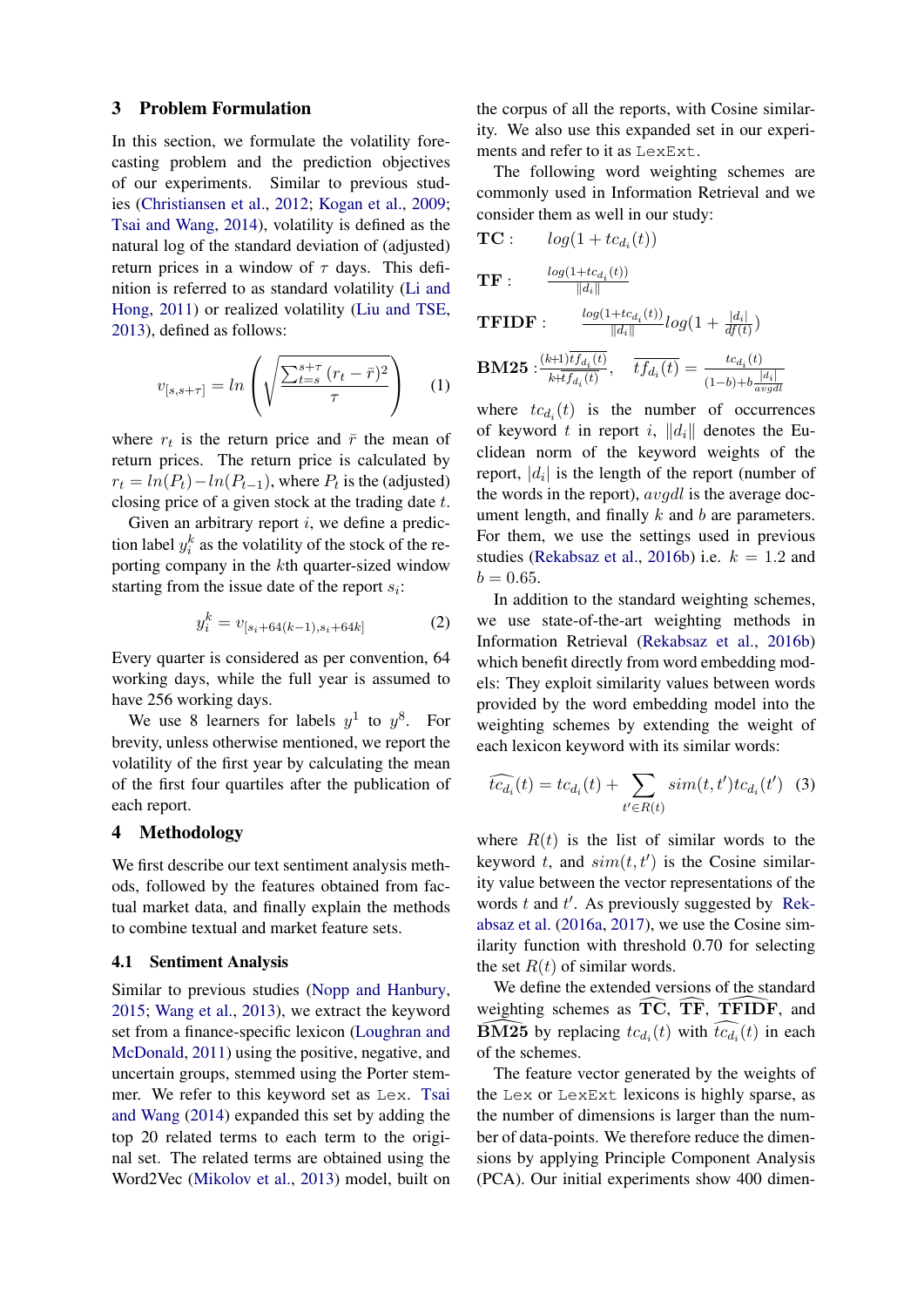## 3 Problem Formulation

In this section, we formulate the volatility forecasting problem and the prediction objectives of our experiments. Similar to previous studies (Christiansen et al., 2012; Kogan et al., 2009; Tsai and Wang, 2014), volatility is defined as the natural log of the standard deviation of (adjusted) return prices in a window of $\tau$ days. This definition is referred to as standard volatility (Li and Hong, 2011) or realized volatility (Liu and TSE, 2013), defined as follows:

$$v_{[s,s+\tau]} = ln\left(\sqrt{\frac{\sum_{t=s}^{s+\tau}(r_t - \bar{r})^2}{\tau}}\right) \quad (1)$$

where $r_t$ is the return price and $\bar{r}$ the mean of return prices. The return price is calculated by $r_t = ln(P_t) - ln(P_{t-1})$, where $P_t$ is the (adjusted) closing price of a given stock at the trading date $t$.

Given an arbitrary report $i$, we define a prediction label $y_i^k$ as the volatility of the stock of the reporting company in the $k$th quarter-sized window starting from the issue date of the report $s_i$:

$$y_i^k = v_{[s_i+64(k-1), s_i+64k]} \quad (2)$$

Every quarter is considered as per convention, 64 working days, while the full year is assumed to have 256 working days.

We use 8 learners for labels $y^1$ to $y^8$. For brevity, unless otherwise mentioned, we report the volatility of the first year by calculating the mean of the first four quartiles after the publication of each report.

## 4 Methodology

We first describe our text sentiment analysis methods, followed by the features obtained from factual market data, and finally explain the methods to combine textual and market feature sets.

### 4.1 Sentiment Analysis

Similar to previous studies (Nopp and Hanbury, 2015; Wang et al., 2013), we extract the keyword set from a finance-specific lexicon (Loughran and McDonald, 2011) using the positive, negative, and uncertain groups, stemmed using the Porter stemmer. We refer to this keyword set as `Lex`. Tsai and Wang (2014) expanded this set by adding the top 20 related terms to each term to the original set. The related terms are obtained using the Word2Vec (Mikolov et al., 2013) model, built on the corpus of all the reports, with Cosine similarity. We also use this expanded set in our experiments and refer to it as `LexExt`.

The following word weighting schemes are commonly used in Information Retrieval and we consider them as well in our study:

**TC** : $\quad log(1 + tc_{d_i}(t))$

**TF** : $\quad \frac{log(1+tc_{d_i}(t))}{\|d_i\|}$

**TFIDF** : $\quad \frac{log(1+tc_{d_i}(t))}{\|d_i\|} log(1 + \frac{|d_i|}{df(t)})$

**BM25** : $\frac{(k+1)\widetilde{tf}_{d_i}(t)}{k+\widetilde{tf}_{d_i}(t)}, \quad \widetilde{tf}_{d_i}(t) = \frac{tc_{d_i}(t)}{(1-b)+b\frac{|d_i|}{avgdl}}$

where $tc_{d_i}(t)$ is the number of occurrences of keyword $t$ in report $i$, $\|d_i\|$ denotes the Euclidean norm of the keyword weights of the report, $|d_i|$ is the length of the report (number of the words in the report), $avgdl$ is the average document length, and finally $k$ and $b$ are parameters. For them, we use the settings used in previous studies (Rekabsaz et al., 2016b) i.e. $k = 1.2$ and $b = 0.65$.

In addition to the standard weighting schemes, we use state-of-the-art weighting methods in Information Retrieval (Rekabsaz et al., 2016b) which benefit directly from word embedding models: They exploit similarity values between words provided by the word embedding model into the weighting schemes by extending the weight of each lexicon keyword with its similar words:

$$\widehat{tc}_{d_i}(t) = tc_{d_i}(t) + \sum_{t' \in R(t)} sim(t, t') tc_{d_i}(t') \quad (3)$$

where $R(t)$ is the list of similar words to the keyword $t$, and $sim(t, t')$ is the Cosine similarity value between the vector representations of the words $t$ and $t'$. As previously suggested by Rekabsaz et al. (2016a, 2017), we use the Cosine similarity function with threshold 0.70 for selecting the set $R(t)$ of similar words.

We define the extended versions of the standard weighting schemes as $\widehat{\textbf{TC}}$, $\widehat{\textbf{TF}}$, $\widehat{\textbf{TFIDF}}$, and $\widehat{\textbf{BM25}}$ by replacing $tc_{d_i}(t)$ with $\widehat{tc}_{d_i}(t)$ in each of the schemes.

The feature vector generated by the weights of the `Lex` or `LexExt` lexicons is highly sparse, as the number of dimensions is larger than the number of data-points. We therefore reduce the dimensions by applying Principle Component Analysis (PCA). Our initial experiments show 400 dimen-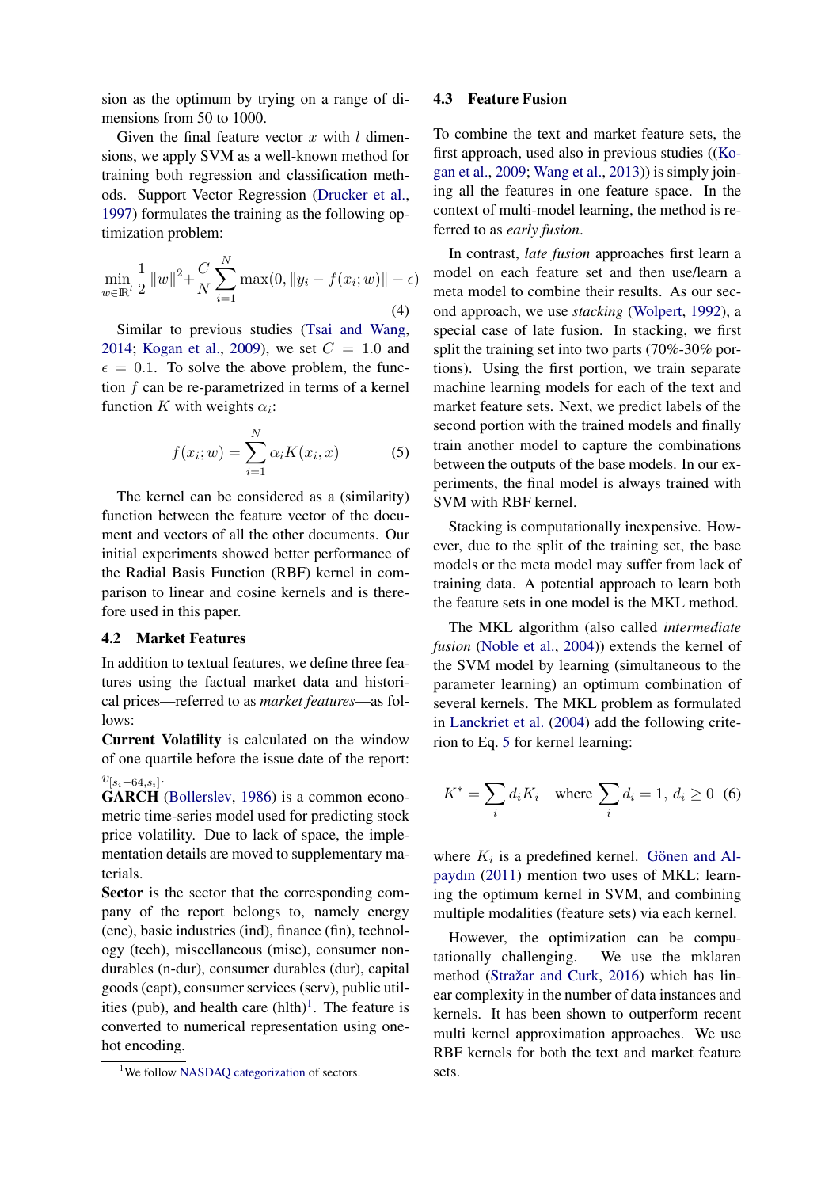sion as the optimum by trying on a range of dimensions from 50 to 1000.

Given the final feature vector $x$ with $l$ dimensions, we apply SVM as a well-known method for training both regression and classification methods. Support Vector Regression (Drucker et al., 1997) formulates the training as the following optimization problem:

$$\min_{w \in \mathbb{R}^l} \frac{1}{2}\|w\|^2 + \frac{C}{N}\sum_{i=1}^{N} \max(0, \|y_i - f(x_i; w)\| - \epsilon) \tag{4}$$

Similar to previous studies (Tsai and Wang, 2014; Kogan et al., 2009), we set $C = 1.0$ and $\epsilon = 0.1$. To solve the above problem, the function $f$ can be re-parametrized in terms of a kernel function $K$ with weights $\alpha_i$:

$$f(x_i; w) = \sum_{i=1}^{N} \alpha_i K(x_i, x) \tag{5}$$

The kernel can be considered as a (similarity) function between the feature vector of the document and vectors of all the other documents. Our initial experiments showed better performance of the Radial Basis Function (RBF) kernel in comparison to linear and cosine kernels and is therefore used in this paper.

### 4.2 Market Features

In addition to textual features, we define three features using the factual market data and historical prices—referred to as *market features*—as follows:

**Current Volatility** is calculated on the window of one quartile before the issue date of the report: $v_{[s_i-64, s_i]}$.

**GARCH** (Bollerslev, 1986) is a common econometric time-series model used for predicting stock price volatility. Due to lack of space, the implementation details are moved to supplementary materials.

**Sector** is the sector that the corresponding company of the report belongs to, namely energy (ene), basic industries (ind), finance (fin), technology (tech), miscellaneous (misc), consumer non-durables (n-dur), consumer durables (dur), capital goods (capt), consumer services (serv), public utilities (pub), and health care (hlth)[1]. The feature is converted to numerical representation using one-hot encoding.

### 4.3 Feature Fusion

To combine the text and market feature sets, the first approach, used also in previous studies ((Kogan et al., 2009; Wang et al., 2013)) is simply joining all the features in one feature space. In the context of multi-model learning, the method is referred to as *early fusion*.

In contrast, *late fusion* approaches first learn a model on each feature set and then use/learn a meta model to combine their results. As our second approach, we use *stacking* (Wolpert, 1992), a special case of late fusion. In stacking, we first split the training set into two parts (70%-30% portions). Using the first portion, we train separate machine learning models for each of the text and market feature sets. Next, we predict labels of the second portion with the trained models and finally train another model to capture the combinations between the outputs of the base models. In our experiments, the final model is always trained with SVM with RBF kernel.

Stacking is computationally inexpensive. However, due to the split of the training set, the base models or the meta model may suffer from lack of training data. A potential approach to learn both the feature sets in one model is the MKL method.

The MKL algorithm (also called *intermediate fusion* (Noble et al., 2004)) extends the kernel of the SVM model by learning (simultaneous to the parameter learning) an optimum combination of several kernels. The MKL problem as formulated in Lanckriet et al. (2004) add the following criterion to Eq. 5 for kernel learning:

$$K^* = \sum_i d_i K_i \quad \text{where} \sum_i d_i = 1,\ d_i \geq 0 \tag{6}$$

where $K_i$ is a predefined kernel. Gönen and Alpaydın (2011) mention two uses of MKL: learning the optimum kernel in SVM, and combining multiple modalities (feature sets) via each kernel.

However, the optimization can be computationally challenging. We use the mklaren method (Stražar and Curk, 2016) which has linear complexity in the number of data instances and kernels. It has been shown to outperform recent multi kernel approximation approaches. We use RBF kernels for both the text and market feature sets.

[1] We follow NASDAQ categorization of sectors.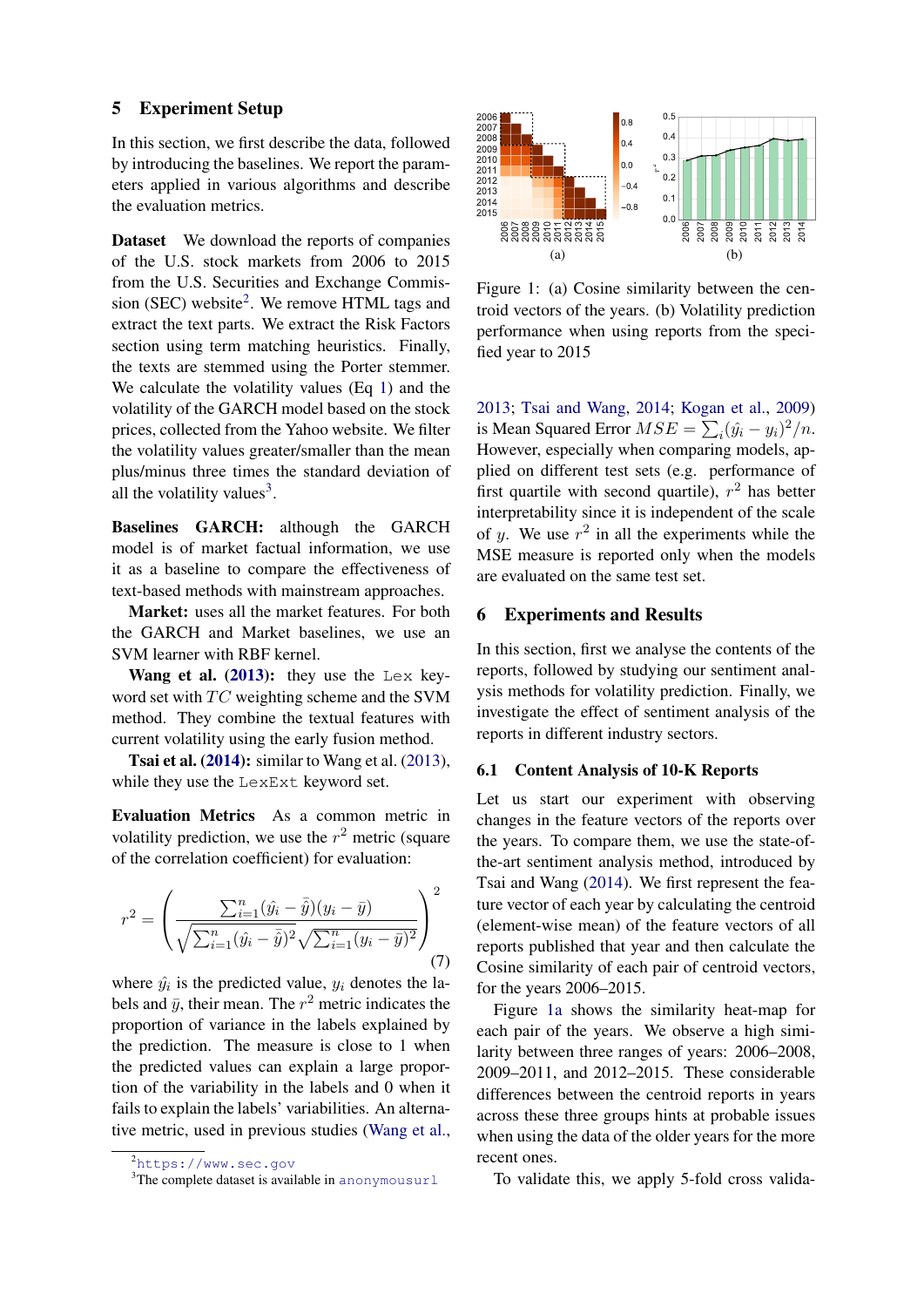## 5 Experiment Setup

In this section, we first describe the data, followed by introducing the baselines. We report the parameters applied in various algorithms and describe the evaluation metrics.

**Dataset** We download the reports of companies of the U.S. stock markets from 2006 to 2015 from the U.S. Securities and Exchange Commission (SEC) website[2]. We remove HTML tags and extract the text parts. We extract the Risk Factors section using term matching heuristics. Finally, the texts are stemmed using the Porter stemmer. We calculate the volatility values (Eq 1) and the volatility of the GARCH model based on the stock prices, collected from the Yahoo website. We filter the volatility values greater/smaller than the mean plus/minus three times the standard deviation of all the volatility values[3].

**Baselines GARCH:** although the GARCH model is of market factual information, we use it as a baseline to compare the effectiveness of text-based methods with mainstream approaches.

**Market:** uses all the market features. For both the GARCH and Market baselines, we use an SVM learner with RBF kernel.

**Wang et al. (2013):** they use the `Lex` keyword set with $TC$ weighting scheme and the SVM method. They combine the textual features with current volatility using the early fusion method.

**Tsai et al. (2014):** similar to Wang et al. (2013), while they use the `LexExt` keyword set.

**Evaluation Metrics** As a common metric in volatility prediction, we use the $r^2$ metric (square of the correlation coefficient) for evaluation:

$$r^2 = \left( \frac{\sum_{i=1}^{n}(\hat{y_i} - \bar{\hat{y}})(y_i - \bar{y})}{\sqrt{\sum_{i=1}^{n}(\hat{y_i} - \bar{\hat{y}})^2}\sqrt{\sum_{i=1}^{n}(y_i - \bar{y})^2}} \right)^2 \tag{7}$$

where $\hat{y_i}$ is the predicted value, $y_i$ denotes the labels and $\bar{y}$, their mean. The $r^2$ metric indicates the proportion of variance in the labels explained by the prediction. The measure is close to 1 when the predicted values can explain a large proportion of the variability in the labels and 0 when it fails to explain the labels' variabilities. An alternative metric, used in previous studies (Wang et al., 2013; Tsai and Wang, 2014; Kogan et al., 2009) is Mean Squared Error $MSE = \sum_i(\hat{y_i} - y_i)^2/n$. However, especially when comparing models, applied on different test sets (e.g. performance of first quartile with second quartile), $r^2$ has better interpretability since it is independent of the scale of $y$. We use $r^2$ in all the experiments while the MSE measure is reported only when the models are evaluated on the same test set.

[2] https://www.sec.gov

[3] The complete dataset is available in anonymousurl

Figure 1: (a) Cosine similarity between the centroid vectors of the years. (b) Volatility prediction performance when using reports from the specified year to 2015

## 6 Experiments and Results

In this section, first we analyse the contents of the reports, followed by studying our sentiment analysis methods for volatility prediction. Finally, we investigate the effect of sentiment analysis of the reports in different industry sectors.

### 6.1 Content Analysis of 10-K Reports

Let us start our experiment with observing changes in the feature vectors of the reports over the years. To compare them, we use the state-of-the-art sentiment analysis method, introduced by Tsai and Wang (2014). We first represent the feature vector of each year by calculating the centroid (element-wise mean) of the feature vectors of all reports published that year and then calculate the Cosine similarity of each pair of centroid vectors, for the years 2006–2015.

Figure 1a shows the similarity heat-map for each pair of the years. We observe a high similarity between three ranges of years: 2006–2008, 2009–2011, and 2012–2015. These considerable differences between the centroid reports in years across these three groups hints at probable issues when using the data of the older years for the more recent ones.

To validate this, we apply 5-fold cross valida-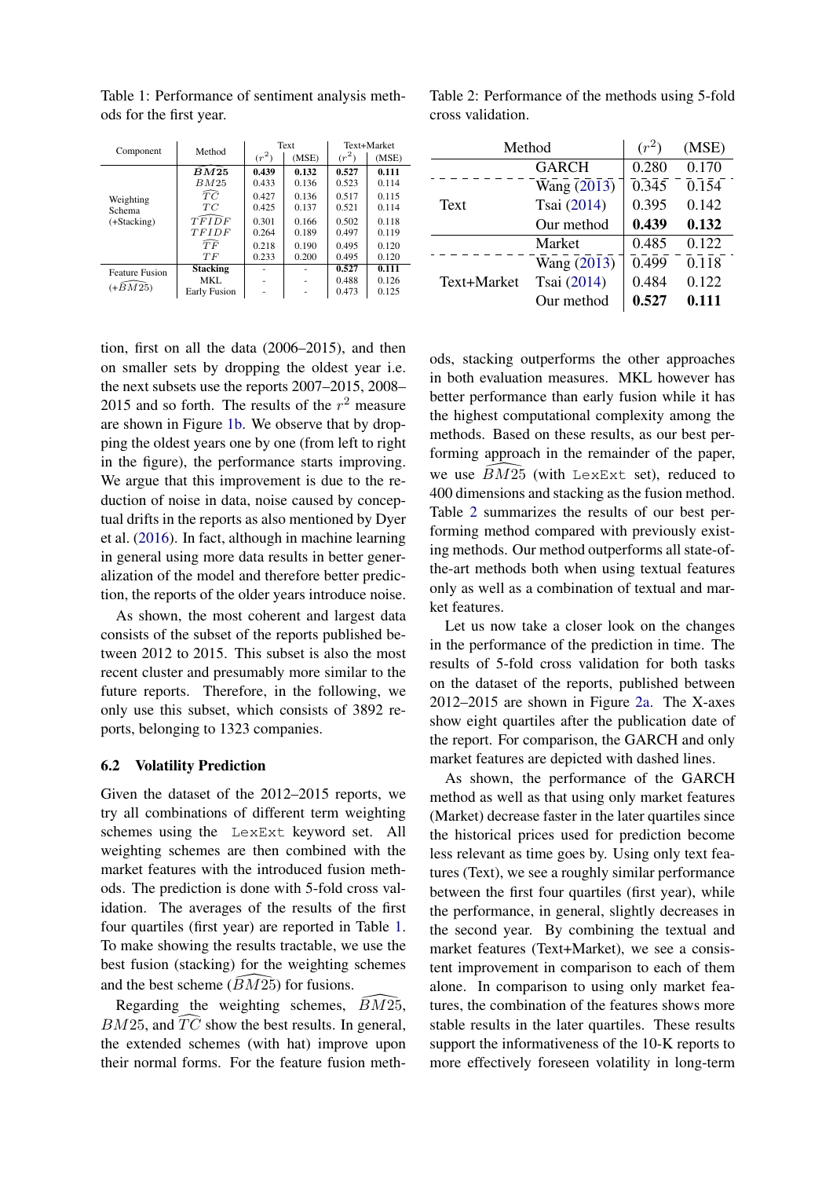Table 1: Performance of sentiment analysis methods for the first year.

| Component | Method | Text ($r^2$) | Text (MSE) | Text+Market ($r^2$) | Text+Market (MSE) |
|---|---|---|---|---|---|
| Weighting Schema (+Stacking) | $\widehat{BM25}$ | **0.439** | **0.132** | **0.527** | **0.111** |
| | $BM25$ | 0.433 | 0.136 | 0.523 | 0.114 |
| | $\widehat{TC}$ | 0.427 | 0.136 | 0.517 | 0.115 |
| | $TC$ | 0.425 | 0.137 | 0.521 | 0.114 |
| | $\widehat{TFIDF}$ | 0.301 | 0.166 | 0.502 | 0.118 |
| | $TFIDF$ | 0.264 | 0.189 | 0.497 | 0.119 |
| | $\widehat{TF}$ | 0.218 | 0.190 | 0.495 | 0.120 |
| | $TF$ | 0.233 | 0.200 | 0.495 | 0.120 |
| Feature Fusion (+$\widehat{BM25}$) | **Stacking** | - | - | **0.527** | **0.111** |
| | MKL | - | - | 0.488 | 0.126 |
| | Early Fusion | - | - | 0.473 | 0.125 |

tion, first on all the data (2006–2015), and then on smaller sets by dropping the oldest year i.e. the next subsets use the reports 2007–2015, 2008–2015 and so forth. The results of the $r^2$ measure are shown in Figure 1b. We observe that by dropping the oldest years one by one (from left to right in the figure), the performance starts improving. We argue that this improvement is due to the reduction of noise in data, noise caused by conceptual drifts in the reports as also mentioned by Dyer et al. (2016). In fact, although in machine learning in general using more data results in better generalization of the model and therefore better prediction, the reports of the older years introduce noise.

As shown, the most coherent and largest data consists of the subset of the reports published between 2012 to 2015. This subset is also the most recent cluster and presumably more similar to the future reports. Therefore, in the following, we only use this subset, which consists of 3892 reports, belonging to 1323 companies.

### 6.2 Volatility Prediction

Given the dataset of the 2012–2015 reports, we try all combinations of different term weighting schemes using the `LexExt` keyword set. All weighting schemes are then combined with the market features with the introduced fusion methods. The prediction is done with 5-fold cross validation. The averages of the results of the first four quartiles (first year) are reported in Table 1. To make showing the results tractable, we use the best fusion (stacking) for the weighting schemes and the best scheme ($\widehat{BM25}$) for fusions.

Regarding the weighting schemes, $\widehat{BM25}$, $BM25$, and $\widehat{TC}$ show the best results. In general, the extended schemes (with hat) improve upon their normal forms. For the feature fusion methods, stacking outperforms the other approaches in both evaluation measures. MKL however has better performance than early fusion while it has the highest computational complexity among the methods. Based on these results, as our best performing approach in the remainder of the paper, we use $\widehat{BM25}$ (with `LexExt` set), reduced to 400 dimensions and stacking as the fusion method. Table 2 summarizes the results of our best performing method compared with previously existing methods. Our method outperforms all state-of-the-art methods both when using textual features only as well as a combination of textual and market features.

Table 2: Performance of the methods using 5-fold cross validation.

| Method | | ($r^2$) | (MSE) |
|---|---|---|---|
| | GARCH | 0.280 | 0.170 |
| Text | Wang (2013) | 0.345 | 0.154 |
| | Tsai (2014) | 0.395 | 0.142 |
| | Our method | **0.439** | **0.132** |
| | Market | 0.485 | 0.122 |
| Text+Market | Wang (2013) | 0.499 | 0.118 |
| | Tsai (2014) | 0.484 | 0.122 |
| | Our method | **0.527** | **0.111** |

Let us now take a closer look on the changes in the performance of the prediction in time. The results of 5-fold cross validation for both tasks on the dataset of the reports, published between 2012–2015 are shown in Figure 2a. The X-axes show eight quartiles after the publication date of the report. For comparison, the GARCH and only market features are depicted with dashed lines.

As shown, the performance of the GARCH method as well as that using only market features (Market) decrease faster in the later quartiles since the historical prices used for prediction become less relevant as time goes by. Using only text features (Text), we see a roughly similar performance between the first four quartiles (first year), while the performance, in general, slightly decreases in the second year. By combining the textual and market features (Text+Market), we see a consistent improvement in comparison to each of them alone. In comparison to using only market features, the combination of the features shows more stable results in the later quartiles. These results support the informativeness of the 10-K reports to more effectively foreseen volatility in long-term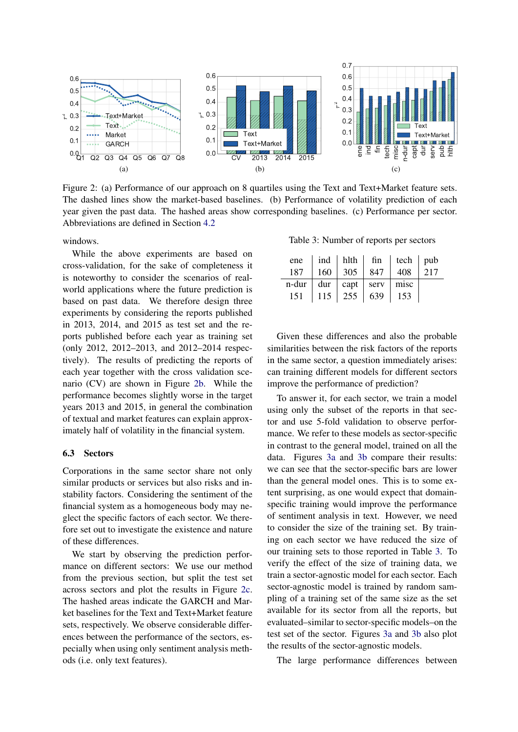Figure 2: (a) Performance of our approach on 8 quartiles using the Text and Text+Market feature sets. The dashed lines show the market-based baselines. (b) Performance of volatility prediction of each year given the past data. The hashed areas show corresponding baselines. (c) Performance per sector. Abbreviations are defined in Section 4.2

windows.

While the above experiments are based on cross-validation, for the sake of completeness it is noteworthy to consider the scenarios of real-world applications where the future prediction is based on past data. We therefore design three experiments by considering the reports published in 2013, 2014, and 2015 as test set and the reports published before each year as training set (only 2012, 2012–2013, and 2012–2014 respectively). The results of predicting the reports of each year together with the cross validation scenario (CV) are shown in Figure 2b. While the performance becomes slightly worse in the target years 2013 and 2015, in general the combination of textual and market features can explain approximately half of volatility in the financial system.

### 6.3 Sectors

Corporations in the same sector share not only similar products or services but also risks and instability factors. Considering the sentiment of the financial system as a homogeneous body may neglect the specific factors of each sector. We therefore set out to investigate the existence and nature of these differences.

We start by observing the prediction performance on different sectors: We use our method from the previous section, but split the test set across sectors and plot the results in Figure 2c. The hashed areas indicate the GARCH and Market baselines for the Text and Text+Market feature sets, respectively. We observe considerable differences between the performance of the sectors, especially when using only sentiment analysis methods (i.e. only text features).

Table 3: Number of reports per sectors

| ene | ind | hlth | fin | tech | pub |
|---|---|---|---|---|---|
| 187 | 160 | 305 | 847 | 408 | 217 |
| n-dur | dur | capt | serv | misc | |
| 151 | 115 | 255 | 639 | 153 | |

Given these differences and also the probable similarities between the risk factors of the reports in the same sector, a question immediately arises: can training different models for different sectors improve the performance of prediction?

To answer it, for each sector, we train a model using only the subset of the reports in that sector and use 5-fold validation to observe performance. We refer to these models as sector-specific in contrast to the general model, trained on all the data. Figures 3a and 3b compare their results: we can see that the sector-specific bars are lower than the general model ones. This is to some extent surprising, as one would expect that domain-specific training would improve the performance of sentiment analysis in text. However, we need to consider the size of the training set. By training on each sector we have reduced the size of our training sets to those reported in Table 3. To verify the effect of the size of training data, we train a sector-agnostic model for each sector. Each sector-agnostic model is trained by random sampling of a training set of the same size as the set available for its sector from all the reports, but evaluated–similar to sector-specific models–on the test set of the sector. Figures 3a and 3b also plot the results of the sector-agnostic models.

The large performance differences between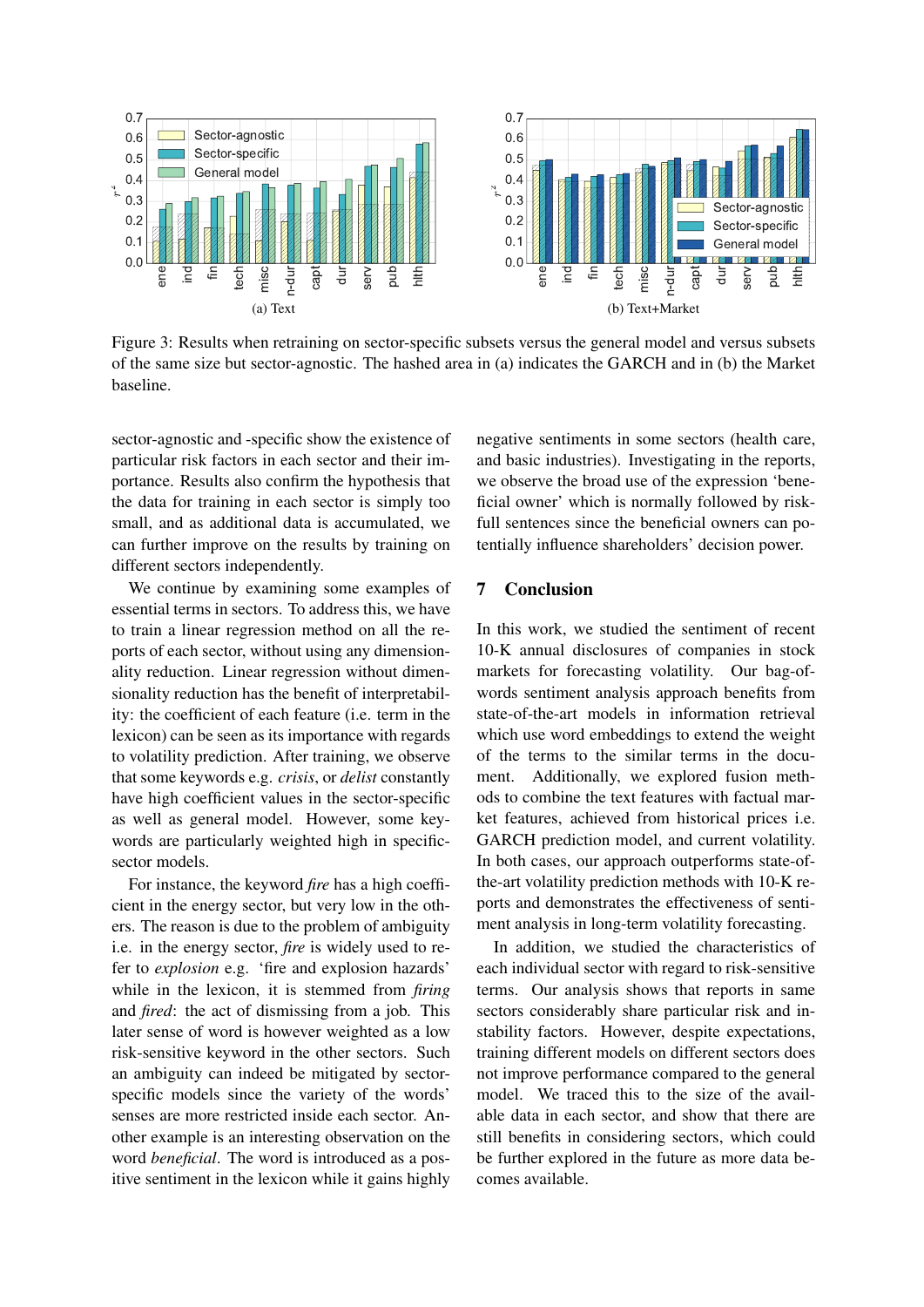Figure 3: Results when retraining on sector-specific subsets versus the general model and versus subsets of the same size but sector-agnostic. The hashed area in (a) indicates the GARCH and in (b) the Market baseline.

sector-agnostic and -specific show the existence of particular risk factors in each sector and their importance. Results also confirm the hypothesis that the data for training in each sector is simply too small, and as additional data is accumulated, we can further improve on the results by training on different sectors independently.

We continue by examining some examples of essential terms in sectors. To address this, we have to train a linear regression method on all the reports of each sector, without using any dimensionality reduction. Linear regression without dimensionality reduction has the benefit of interpretability: the coefficient of each feature (i.e. term in the lexicon) can be seen as its importance with regards to volatility prediction. After training, we observe that some keywords e.g. *crisis*, or *delist* constantly have high coefficient values in the sector-specific as well as general model. However, some keywords are particularly weighted high in specific-sector models.

For instance, the keyword *fire* has a high coefficient in the energy sector, but very low in the others. The reason is due to the problem of ambiguity i.e. in the energy sector, *fire* is widely used to refer to *explosion* e.g. 'fire and explosion hazards' while in the lexicon, it is stemmed from *firing* and *fired*: the act of dismissing from a job. This later sense of word is however weighted as a low risk-sensitive keyword in the other sectors. Such an ambiguity can indeed be mitigated by sector-specific models since the variety of the words' senses are more restricted inside each sector. Another example is an interesting observation on the word *beneficial*. The word is introduced as a positive sentiment in the lexicon while it gains highly negative sentiments in some sectors (health care, and basic industries). Investigating in the reports, we observe the broad use of the expression 'beneficial owner' which is normally followed by riskfull sentences since the beneficial owners can potentially influence shareholders' decision power.

## 7 Conclusion

In this work, we studied the sentiment of recent 10-K annual disclosures of companies in stock markets for forecasting volatility. Our bag-of-words sentiment analysis approach benefits from state-of-the-art models in information retrieval which use word embeddings to extend the weight of the terms to the similar terms in the document. Additionally, we explored fusion methods to combine the text features with factual market features, achieved from historical prices i.e. GARCH prediction model, and current volatility. In both cases, our approach outperforms state-of-the-art volatility prediction methods with 10-K reports and demonstrates the effectiveness of sentiment analysis in long-term volatility forecasting.

In addition, we studied the characteristics of each individual sector with regard to risk-sensitive terms. Our analysis shows that reports in same sectors considerably share particular risk and instability factors. However, despite expectations, training different models on different sectors does not improve performance compared to the general model. We traced this to the size of the available data in each sector, and show that there are still benefits in considering sectors, which could be further explored in the future as more data becomes available.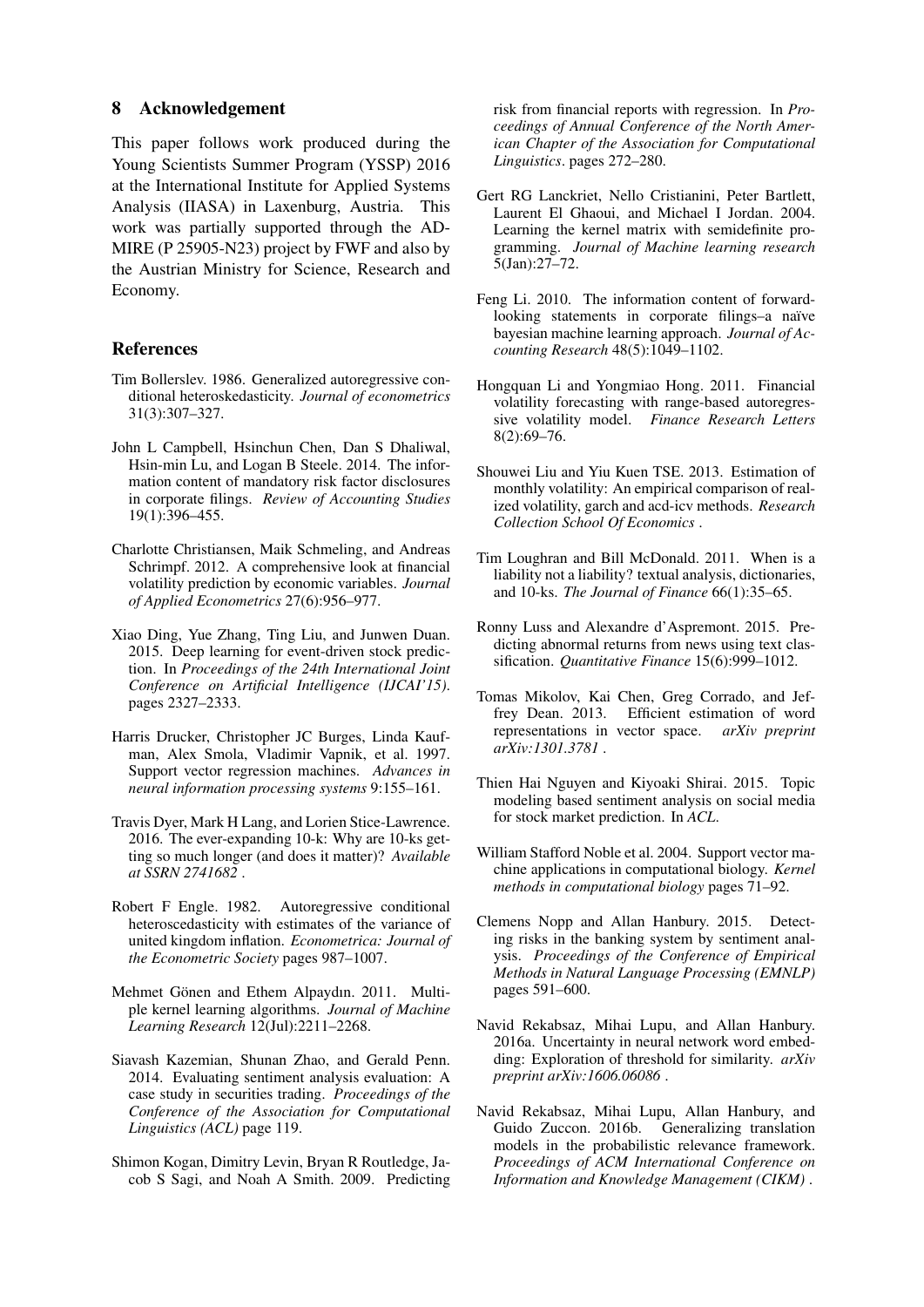## 8 Acknowledgement

This paper follows work produced during the Young Scientists Summer Program (YSSP) 2016 at the International Institute for Applied Systems Analysis (IIASA) in Laxenburg, Austria. This work was partially supported through the ADMIRE (P 25905-N23) project by FWF and also by the Austrian Ministry for Science, Research and Economy.

## References

Tim Bollerslev. 1986. Generalized autoregressive conditional heteroskedasticity. *Journal of econometrics* 31(3):307–327.

John L Campbell, Hsinchun Chen, Dan S Dhaliwal, Hsin-min Lu, and Logan B Steele. 2014. The information content of mandatory risk factor disclosures in corporate filings. *Review of Accounting Studies* 19(1):396–455.

Charlotte Christiansen, Maik Schmeling, and Andreas Schrimpf. 2012. A comprehensive look at financial volatility prediction by economic variables. *Journal of Applied Econometrics* 27(6):956–977.

Xiao Ding, Yue Zhang, Ting Liu, and Junwen Duan. 2015. Deep learning for event-driven stock prediction. In *Proceedings of the 24th International Joint Conference on Artificial Intelligence (IJCAI'15)*. pages 2327–2333.

Harris Drucker, Christopher JC Burges, Linda Kaufman, Alex Smola, Vladimir Vapnik, et al. 1997. Support vector regression machines. *Advances in neural information processing systems* 9:155–161.

Travis Dyer, Mark H Lang, and Lorien Stice-Lawrence. 2016. The ever-expanding 10-k: Why are 10-ks getting so much longer (and does it matter)? *Available at SSRN 2741682* .

Robert F Engle. 1982. Autoregressive conditional heteroscedasticity with estimates of the variance of united kingdom inflation. *Econometrica: Journal of the Econometric Society* pages 987–1007.

Mehmet Gönen and Ethem Alpaydın. 2011. Multiple kernel learning algorithms. *Journal of Machine Learning Research* 12(Jul):2211–2268.

Siavash Kazemian, Shunan Zhao, and Gerald Penn. 2014. Evaluating sentiment analysis evaluation: A case study in securities trading. *Proceedings of the Conference of the Association for Computational Linguistics (ACL)* page 119.

Shimon Kogan, Dimitry Levin, Bryan R Routledge, Jacob S Sagi, and Noah A Smith. 2009. Predicting risk from financial reports with regression. In *Proceedings of Annual Conference of the North American Chapter of the Association for Computational Linguistics*. pages 272–280.

Gert RG Lanckriet, Nello Cristianini, Peter Bartlett, Laurent El Ghaoui, and Michael I Jordan. 2004. Learning the kernel matrix with semidefinite programming. *Journal of Machine learning research* 5(Jan):27–72.

Feng Li. 2010. The information content of forward-looking statements in corporate filings–a naïve bayesian machine learning approach. *Journal of Accounting Research* 48(5):1049–1102.

Hongquan Li and Yongmiao Hong. 2011. Financial volatility forecasting with range-based autoregressive volatility model. *Finance Research Letters* 8(2):69–76.

Shouwei Liu and Yiu Kuen TSE. 2013. Estimation of monthly volatility: An empirical comparison of realized volatility, garch and acd-icv methods. *Research Collection School Of Economics* .

Tim Loughran and Bill McDonald. 2011. When is a liability not a liability? textual analysis, dictionaries, and 10-ks. *The Journal of Finance* 66(1):35–65.

Ronny Luss and Alexandre d'Aspremont. 2015. Predicting abnormal returns from news using text classification. *Quantitative Finance* 15(6):999–1012.

Tomas Mikolov, Kai Chen, Greg Corrado, and Jeffrey Dean. 2013. Efficient estimation of word representations in vector space. *arXiv preprint arXiv:1301.3781* .

Thien Hai Nguyen and Kiyoaki Shirai. 2015. Topic modeling based sentiment analysis on social media for stock market prediction. In *ACL*.

William Stafford Noble et al. 2004. Support vector machine applications in computational biology. *Kernel methods in computational biology* pages 71–92.

Clemens Nopp and Allan Hanbury. 2015. Detecting risks in the banking system by sentiment analysis. *Proceedings of the Conference of Empirical Methods in Natural Language Processing (EMNLP)* pages 591–600.

Navid Rekabsaz, Mihai Lupu, and Allan Hanbury. 2016a. Uncertainty in neural network word embedding: Exploration of threshold for similarity. *arXiv preprint arXiv:1606.06086* .

Navid Rekabsaz, Mihai Lupu, Allan Hanbury, and Guido Zuccon. 2016b. Generalizing translation models in the probabilistic relevance framework. *Proceedings of ACM International Conference on Information and Knowledge Management (CIKM)* .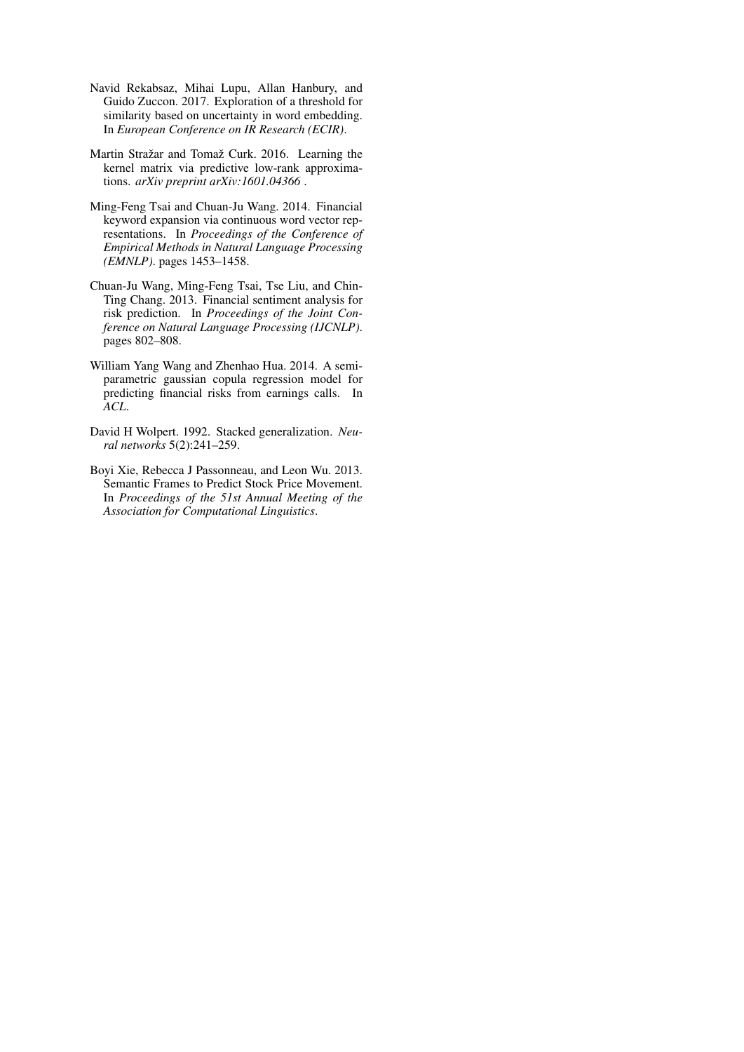Navid Rekabsaz, Mihai Lupu, Allan Hanbury, and Guido Zuccon. 2017. Exploration of a threshold for similarity based on uncertainty in word embedding. In *European Conference on IR Research (ECIR)*.

Martin Stražar and Tomaž Curk. 2016. Learning the kernel matrix via predictive low-rank approximations. *arXiv preprint arXiv:1601.04366* .

Ming-Feng Tsai and Chuan-Ju Wang. 2014. Financial keyword expansion via continuous word vector representations. In *Proceedings of the Conference of Empirical Methods in Natural Language Processing (EMNLP)*. pages 1453–1458.

Chuan-Ju Wang, Ming-Feng Tsai, Tse Liu, and Chin-Ting Chang. 2013. Financial sentiment analysis for risk prediction. In *Proceedings of the Joint Conference on Natural Language Processing (IJCNLP)*. pages 802–808.

William Yang Wang and Zhenhao Hua. 2014. A semi-parametric gaussian copula regression model for predicting financial risks from earnings calls. In *ACL*.

David H Wolpert. 1992. Stacked generalization. *Neural networks* 5(2):241–259.

Boyi Xie, Rebecca J Passonneau, and Leon Wu. 2013. Semantic Frames to Predict Stock Price Movement. In *Proceedings of the 51st Annual Meeting of the Association for Computational Linguistics*.